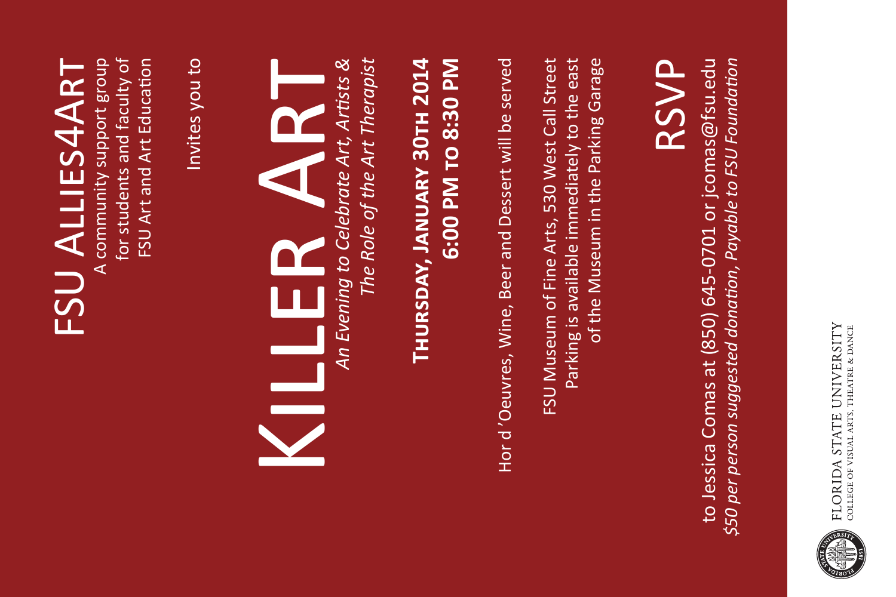# FSU Allies4Art

A community support group
for students and faculty of
FSU Art and Art Education

Invites you to

# Killer Art

*An Evening to Celebrate Art, Artists &*
*The Role of the Art Therapist*

**Thursday, January 30th 2014**
**6:00 PM to 8:30 PM**

Hor d 'Oeuvres, Wine, Beer and Dessert will be served

FSU Museum of Fine Arts, 530 West Call Street
Parking is available immediately to the east
of the Museum in the Parking Garage

## RSVP

to Jessica Comas at (850) 645-0701 or jcomas@fsu.edu
*$50 per person suggested donation, Payable to FSU Foundation*

FLORIDA STATE UNIVERSITY
COLLEGE OF VISUAL ARTS, THEATRE & DANCE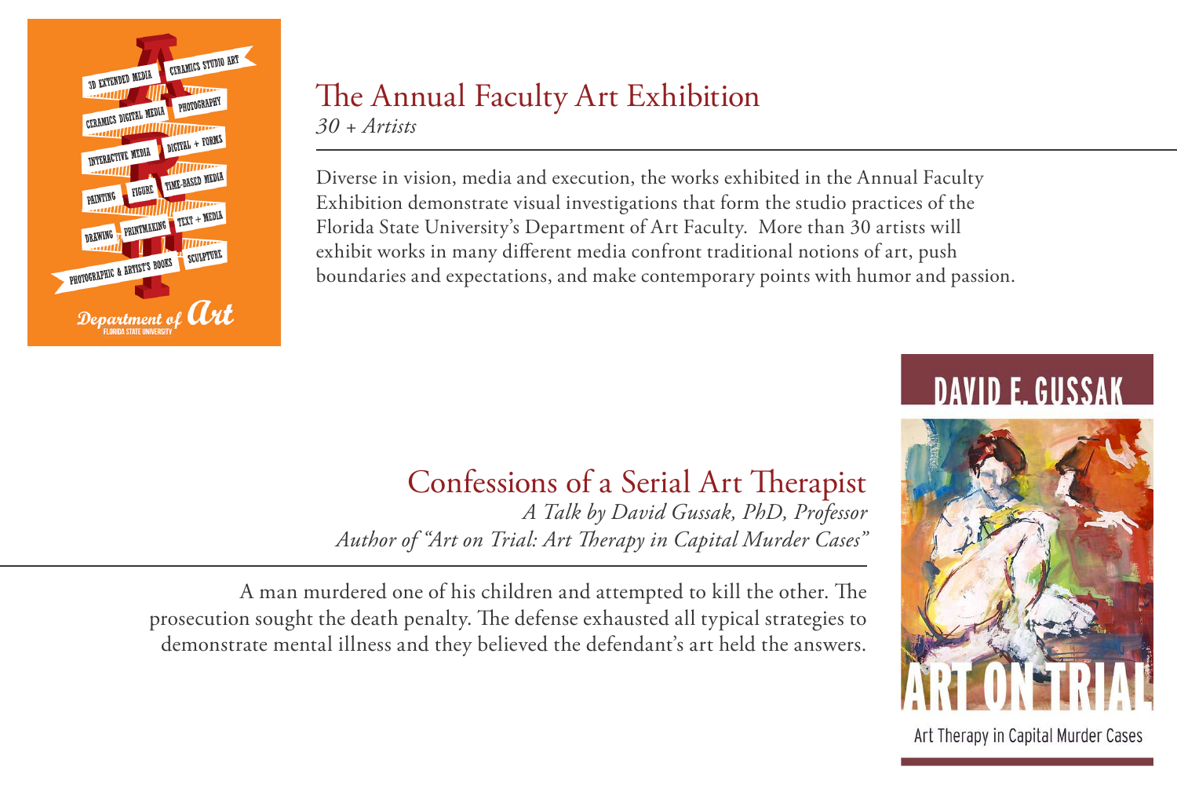## The Annual Faculty Art Exhibition

*30 + Artists*

Diverse in vision, media and execution, the works exhibited in the Annual Faculty Exhibition demonstrate visual investigations that form the studio practices of the Florida State University's Department of Art Faculty. More than 30 artists will exhibit works in many different media confront traditional notions of art, push boundaries and expectations, and make contemporary points with humor and passion.

## Confessions of a Serial Art Therapist

*A Talk by David Gussak, PhD, Professor*

*Author of "Art on Trial: Art Therapy in Capital Murder Cases"*

A man murdered one of his children and attempted to kill the other. The prosecution sought the death penalty. The defense exhausted all typical strategies to demonstrate mental illness and they believed the defendant's art held the answers.